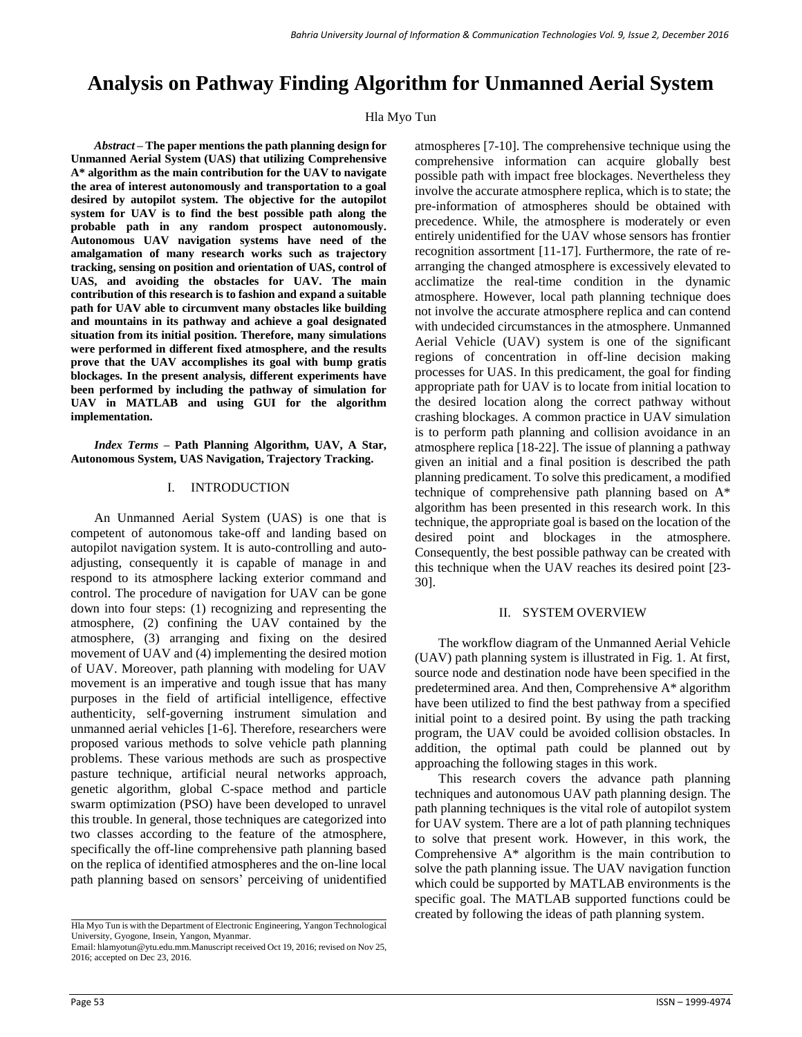# Analysis on Pathway Finding Algorithm for Unmanned Aerial System

Hla Myo Tun

***Abstract*** **– The paper mentions the path planning design for Unmanned Aerial System (UAS) that utilizing Comprehensive A* algorithm as the main contribution for the UAV to navigate the area of interest autonomously and transportation to a goal desired by autopilot system. The objective for the autopilot system for UAV is to find the best possible path along the probable path in any random prospect autonomously. Autonomous UAV navigation systems have need of the amalgamation of many research works such as trajectory tracking, sensing on position and orientation of UAS, control of UAS, and avoiding the obstacles for UAV. The main contribution of this research is to fashion and expand a suitable path for UAV able to circumvent many obstacles like building and mountains in its pathway and achieve a goal designated situation from its initial position. Therefore, many simulations were performed in different fixed atmosphere, and the results prove that the UAV accomplishes its goal with bump gratis blockages. In the present analysis, different experiments have been performed by including the pathway of simulation for UAV in MATLAB and using GUI for the algorithm implementation.**

***Index Terms*** **– Path Planning Algorithm, UAV, A Star, Autonomous System, UAS Navigation, Trajectory Tracking.**

## I. INTRODUCTION

An Unmanned Aerial System (UAS) is one that is competent of autonomous take-off and landing based on autopilot navigation system. It is auto-controlling and auto-adjusting, consequently it is capable of manage in and respond to its atmosphere lacking exterior command and control. The procedure of navigation for UAV can be gone down into four steps: (1) recognizing and representing the atmosphere, (2) confining the UAV contained by the atmosphere, (3) arranging and fixing on the desired movement of UAV and (4) implementing the desired motion of UAV. Moreover, path planning with modeling for UAV movement is an imperative and tough issue that has many purposes in the field of artificial intelligence, effective authenticity, self-governing instrument simulation and unmanned aerial vehicles [1-6]. Therefore, researchers were proposed various methods to solve vehicle path planning problems. These various methods are such as prospective pasture technique, artificial neural networks approach, genetic algorithm, global C-space method and particle swarm optimization (PSO) have been developed to unravel this trouble. In general, those techniques are categorized into two classes according to the feature of the atmosphere, specifically the off-line comprehensive path planning based on the replica of identified atmospheres and the on-line local path planning based on sensors' perceiving of unidentified atmospheres [7-10]. The comprehensive technique using the comprehensive information can acquire globally best possible path with impact free blockages. Nevertheless they involve the accurate atmosphere replica, which is to state; the pre-information of atmospheres should be obtained with precedence. While, the atmosphere is moderately or even entirely unidentified for the UAV whose sensors has frontier recognition assortment [11-17]. Furthermore, the rate of re-arranging the changed atmosphere is excessively elevated to acclimatize the real-time condition in the dynamic atmosphere. However, local path planning technique does not involve the accurate atmosphere replica and can contend with undecided circumstances in the atmosphere. Unmanned Aerial Vehicle (UAV) system is one of the significant regions of concentration in off-line decision making processes for UAS. In this predicament, the goal for finding appropriate path for UAV is to locate from initial location to the desired location along the correct pathway without crashing blockages. A common practice in UAV simulation is to perform path planning and collision avoidance in an atmosphere replica [18-22]. The issue of planning a pathway given an initial and a final position is described the path planning predicament. To solve this predicament, a modified technique of comprehensive path planning based on A* algorithm has been presented in this research work. In this technique, the appropriate goal is based on the location of the desired point and blockages in the atmosphere. Consequently, the best possible pathway can be created with this technique when the UAV reaches its desired point [23-30].

## II. SYSTEM OVERVIEW

The workflow diagram of the Unmanned Aerial Vehicle (UAV) path planning system is illustrated in Fig. 1. At first, source node and destination node have been specified in the predetermined area. And then, Comprehensive A* algorithm have been utilized to find the best pathway from a specified initial point to a desired point. By using the path tracking program, the UAV could be avoided collision obstacles. In addition, the optimal path could be planned out by approaching the following stages in this work.

This research covers the advance path planning techniques and autonomous UAV path planning design. The path planning techniques is the vital role of autopilot system for UAV system. There are a lot of path planning techniques to solve that present work. However, in this work, the Comprehensive A* algorithm is the main contribution to solve the path planning issue. The UAV navigation function which could be supported by MATLAB environments is the specific goal. The MATLAB supported functions could be created by following the ideas of path planning system.

---

Hla Myo Tun is with the Department of Electronic Engineering, Yangon Technological University, Gyogone, Insein, Yangon, Myanmar.

Email: hlamyotun@ytu.edu.mm.Manuscript received Oct 19, 2016; revised on Nov 25, 2016; accepted on Dec 23, 2016.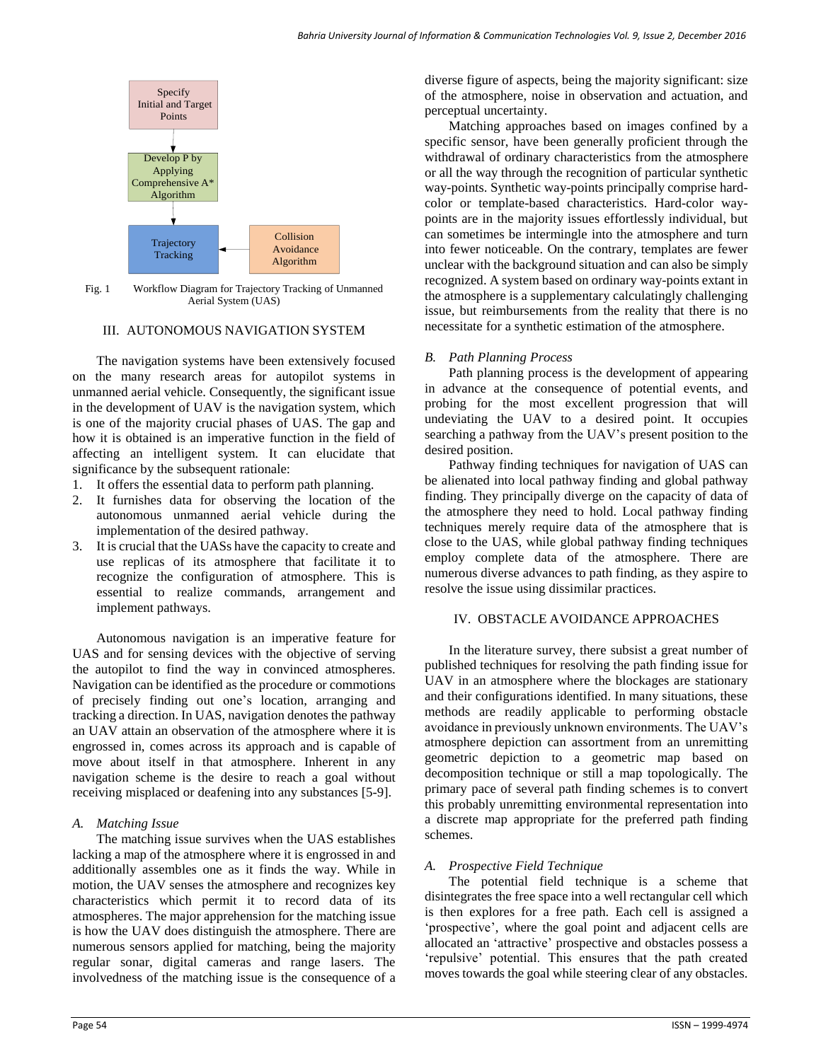Specify Initial and Target Points

Develop P by Applying Comprehensive A* Algorithm

Trajectory Tracking

Collision Avoidance Algorithm

Fig. 1 Workflow Diagram for Trajectory Tracking of Unmanned Aerial System (UAS)

## III. AUTONOMOUS NAVIGATION SYSTEM

The navigation systems have been extensively focused on the many research areas for autopilot systems in unmanned aerial vehicle. Consequently, the significant issue in the development of UAV is the navigation system, which is one of the majority crucial phases of UAS. The gap and how it is obtained is an imperative function in the field of affecting an intelligent system. It can elucidate that significance by the subsequent rationale:

1. It offers the essential data to perform path planning.
2. It furnishes data for observing the location of the autonomous unmanned aerial vehicle during the implementation of the desired pathway.
3. It is crucial that the UASs have the capacity to create and use replicas of its atmosphere that facilitate it to recognize the configuration of atmosphere. This is essential to realize commands, arrangement and implement pathways.

Autonomous navigation is an imperative feature for UAS and for sensing devices with the objective of serving the autopilot to find the way in convinced atmospheres. Navigation can be identified as the procedure or commotions of precisely finding out one's location, arranging and tracking a direction. In UAS, navigation denotes the pathway an UAV attain an observation of the atmosphere where it is engrossed in, comes across its approach and is capable of move about itself in that atmosphere. Inherent in any navigation scheme is the desire to reach a goal without receiving misplaced or deafening into any substances [5-9].

### *A. Matching Issue*

The matching issue survives when the UAS establishes lacking a map of the atmosphere where it is engrossed in and additionally assembles one as it finds the way. While in motion, the UAV senses the atmosphere and recognizes key characteristics which permit it to record data of its atmospheres. The major apprehension for the matching issue is how the UAV does distinguish the atmosphere. There are numerous sensors applied for matching, being the majority regular sonar, digital cameras and range lasers. The involvedness of the matching issue is the consequence of a diverse figure of aspects, being the majority significant: size of the atmosphere, noise in observation and actuation, and perceptual uncertainty.

Matching approaches based on images confined by a specific sensor, have been generally proficient through the withdrawal of ordinary characteristics from the atmosphere or all the way through the recognition of particular synthetic way-points. Synthetic way-points principally comprise hard-color or template-based characteristics. Hard-color way-points are in the majority issues effortlessly individual, but can sometimes be intermingle into the atmosphere and turn into fewer noticeable. On the contrary, templates are fewer unclear with the background situation and can also be simply recognized. A system based on ordinary way-points extant in the atmosphere is a supplementary calculatingly challenging issue, but reimbursements from the reality that there is no necessitate for a synthetic estimation of the atmosphere.

### *B. Path Planning Process*

Path planning process is the development of appearing in advance at the consequence of potential events, and probing for the most excellent progression that will undeviating the UAV to a desired point. It occupies searching a pathway from the UAV's present position to the desired position.

Pathway finding techniques for navigation of UAS can be alienated into local pathway finding and global pathway finding. They principally diverge on the capacity of data of the atmosphere they need to hold. Local pathway finding techniques merely require data of the atmosphere that is close to the UAS, while global pathway finding techniques employ complete data of the atmosphere. There are numerous diverse advances to path finding, as they aspire to resolve the issue using dissimilar practices.

## IV. OBSTACLE AVOIDANCE APPROACHES

In the literature survey, there subsist a great number of published techniques for resolving the path finding issue for UAV in an atmosphere where the blockages are stationary and their configurations identified. In many situations, these methods are readily applicable to performing obstacle avoidance in previously unknown environments. The UAV's atmosphere depiction can assortment from an unremitting geometric depiction to a geometric map based on decomposition technique or still a map topologically. The primary pace of several path finding schemes is to convert this probably unremitting environmental representation into a discrete map appropriate for the preferred path finding schemes.

### *A. Prospective Field Technique*

The potential field technique is a scheme that disintegrates the free space into a well rectangular cell which is then explores for a free path. Each cell is assigned a 'prospective', where the goal point and adjacent cells are allocated an 'attractive' prospective and obstacles possess a 'repulsive' potential. This ensures that the path created moves towards the goal while steering clear of any obstacles.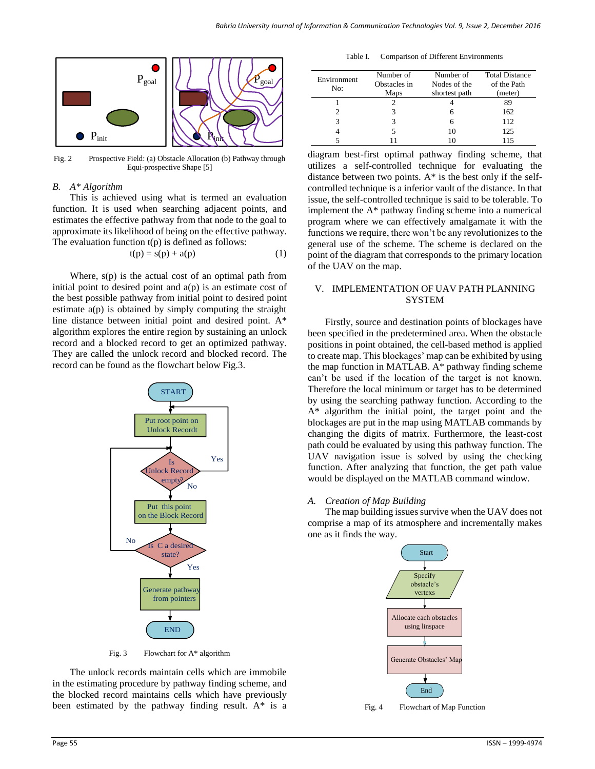Fig. 2 Prospective Field: (a) Obstacle Allocation (b) Pathway through Equi-prospective Shape [5]

### B. *A\* Algorithm*

This is achieved using what is termed an evaluation function. It is used when searching adjacent points, and estimates the effective pathway from that node to the goal to approximate its likelihood of being on the effective pathway. The evaluation function t(p) is defined as follows:

$$t(p) = s(p) + a(p) \quad (1)$$

Where, s(p) is the actual cost of an optimal path from initial point to desired point and a(p) is an estimate cost of the best possible pathway from initial point to desired point estimate a(p) is obtained by simply computing the straight line distance between initial point and desired point. A* algorithm explores the entire region by sustaining an unlock record and a blocked record to get an optimized pathway. They are called the unlock record and blocked record. The record can be found as the flowchart below Fig.3.

Fig. 3 Flowchart for A* algorithm

The unlock records maintain cells which are immobile in the estimating procedure by pathway finding scheme, and the blocked record maintains cells which have previously been estimated by the pathway finding result. A* is a diagram best-first optimal pathway finding scheme, that utilizes a self-controlled technique for evaluating the distance between two points. A* is the best only if the self-controlled technique is a inferior vault of the distance. In that issue, the self-controlled technique is said to be tolerable. To implement the A* pathway finding scheme into a numerical program where we can effectively amalgamate it with the functions we require, there won't be any revolutionizes to the general use of the scheme. The scheme is declared on the point of the diagram that corresponds to the primary location of the UAV on the map.

Table I. Comparison of Different Environments

| Environment No: | Number of Obstacles in Maps | Number of Nodes of the shortest path | Total Distance of the Path (meter) |
|---|---|---|---|
| 1 | 2 | 4 | 89 |
| 2 | 3 | 6 | 162 |
| 3 | 3 | 6 | 112 |
| 4 | 5 | 10 | 125 |
| 5 | 11 | 10 | 115 |

## V. IMPLEMENTATION OF UAV PATH PLANNING SYSTEM

Firstly, source and destination points of blockages have been specified in the predetermined area. When the obstacle positions in point obtained, the cell-based method is applied to create map. This blockages' map can be exhibited by using the map function in MATLAB. A* pathway finding scheme can't be used if the location of the target is not known. Therefore the local minimum or target has to be determined by using the searching pathway function. According to the A* algorithm the initial point, the target point and the blockages are put in the map using MATLAB commands by changing the digits of matrix. Furthermore, the least-cost path could be evaluated by using this pathway function. The UAV navigation issue is solved by using the checking function. After analyzing that function, the get path value would be displayed on the MATLAB command window.

### A. *Creation of Map Building*

The map building issues survive when the UAV does not comprise a map of its atmosphere and incrementally makes one as it finds the way.

Fig. 4 Flowchart of Map Function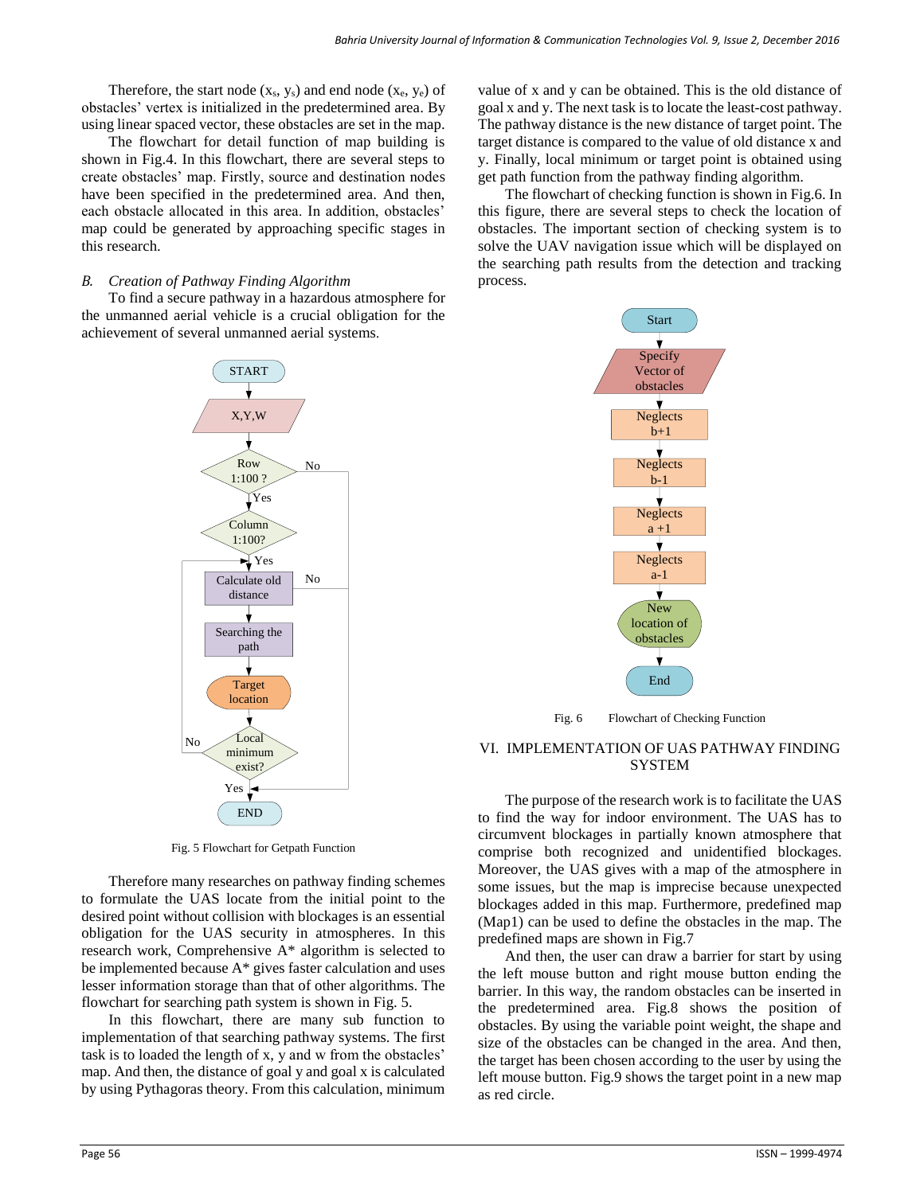Therefore, the start node ($x_s$, $y_s$) and end node ($x_e$, $y_e$) of obstacles' vertex is initialized in the predetermined area. By using linear spaced vector, these obstacles are set in the map.

The flowchart for detail function of map building is shown in Fig.4. In this flowchart, there are several steps to create obstacles' map. Firstly, source and destination nodes have been specified in the predetermined area. And then, each obstacle allocated in this area. In addition, obstacles' map could be generated by approaching specific stages in this research.

### *B. Creation of Pathway Finding Algorithm*

To find a secure pathway in a hazardous atmosphere for the unmanned aerial vehicle is a crucial obligation for the achievement of several unmanned aerial systems.

Fig. 5 Flowchart for Getpath Function

Therefore many researches on pathway finding schemes to formulate the UAS locate from the initial point to the desired point without collision with blockages is an essential obligation for the UAS security in atmospheres. In this research work, Comprehensive A* algorithm is selected to be implemented because A* gives faster calculation and uses lesser information storage than that of other algorithms. The flowchart for searching path system is shown in Fig. 5.

In this flowchart, there are many sub function to implementation of that searching pathway systems. The first task is to loaded the length of x, y and w from the obstacles' map. And then, the distance of goal y and goal x is calculated by using Pythagoras theory. From this calculation, minimum value of x and y can be obtained. This is the old distance of goal x and y. The next task is to locate the least-cost pathway. The pathway distance is the new distance of target point. The target distance is compared to the value of old distance x and y. Finally, local minimum or target point is obtained using get path function from the pathway finding algorithm.

The flowchart of checking function is shown in Fig.6. In this figure, there are several steps to check the location of obstacles. The important section of checking system is to solve the UAV navigation issue which will be displayed on the searching path results from the detection and tracking process.

Fig. 6 Flowchart of Checking Function

## VI. IMPLEMENTATION OF UAS PATHWAY FINDING SYSTEM

The purpose of the research work is to facilitate the UAS to find the way for indoor environment. The UAS has to circumvent blockages in partially known atmosphere that comprise both recognized and unidentified blockages. Moreover, the UAS gives with a map of the atmosphere in some issues, but the map is imprecise because unexpected blockages added in this map. Furthermore, predefined map (Map1) can be used to define the obstacles in the map. The predefined maps are shown in Fig.7

And then, the user can draw a barrier for start by using the left mouse button and right mouse button ending the barrier. In this way, the random obstacles can be inserted in the predetermined area. Fig.8 shows the position of obstacles. By using the variable point weight, the shape and size of the obstacles can be changed in the area. And then, the target has been chosen according to the user by using the left mouse button. Fig.9 shows the target point in a new map as red circle.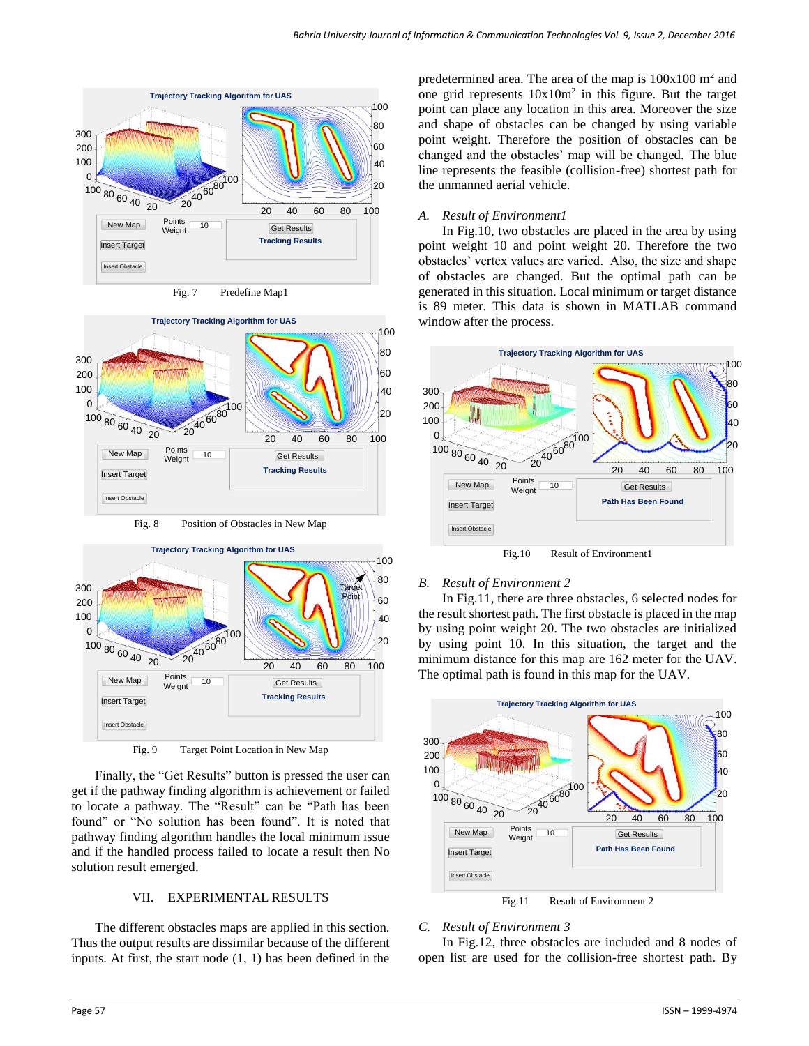Fig. 7 Predefine Map1

Fig. 8 Position of Obstacles in New Map

Fig. 9 Target Point Location in New Map

Finally, the "Get Results" button is pressed the user can get if the pathway finding algorithm is achievement or failed to locate a pathway. The "Result" can be "Path has been found" or "No solution has been found". It is noted that pathway finding algorithm handles the local minimum issue and if the handled process failed to locate a result then No solution result emerged.

## VII. EXPERIMENTAL RESULTS

The different obstacles maps are applied in this section. Thus the output results are dissimilar because of the different inputs. At first, the start node (1, 1) has been defined in the predetermined area. The area of the map is 100x100 $m^2$ and one grid represents $10x10m^2$ in this figure. But the target point can place any location in this area. Moreover the size and shape of obstacles can be changed by using variable point weight. Therefore the position of obstacles can be changed and the obstacles' map will be changed. The blue line represents the feasible (collision-free) shortest path for the unmanned aerial vehicle.

### *A. Result of Environment1*

In Fig.10, two obstacles are placed in the area by using point weight 10 and point weight 20. Therefore the two obstacles' vertex values are varied. Also, the size and shape of obstacles are changed. But the optimal path can be generated in this situation. Local minimum or target distance is 89 meter. This data is shown in MATLAB command window after the process.

Fig.10 Result of Environment1

### *B. Result of Environment 2*

In Fig.11, there are three obstacles, 6 selected nodes for the result shortest path. The first obstacle is placed in the map by using point weight 20. The two obstacles are initialized by using point 10. In this situation, the target and the minimum distance for this map are 162 meter for the UAV. The optimal path is found in this map for the UAV.

Fig.11 Result of Environment 2

### *C. Result of Environment 3*

In Fig.12, three obstacles are included and 8 nodes of open list are used for the collision-free shortest path. By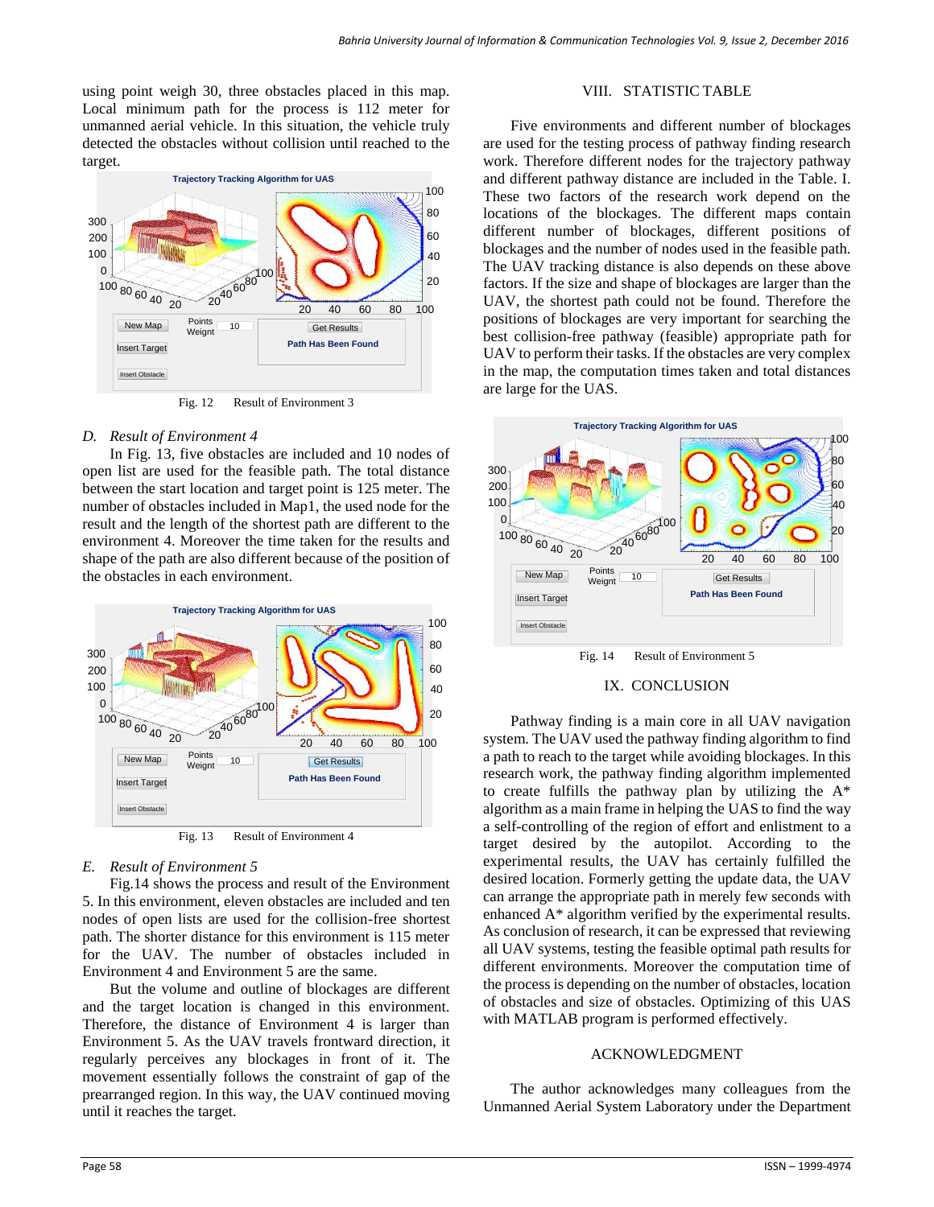using point weigh 30, three obstacles placed in this map. Local minimum path for the process is 112 meter for unmanned aerial vehicle. In this situation, the vehicle truly detected the obstacles without collision until reached to the target.

Fig. 12 Result of Environment 3

### *D. Result of Environment 4*

In Fig. 13, five obstacles are included and 10 nodes of open list are used for the feasible path. The total distance between the start location and target point is 125 meter. The number of obstacles included in Map1, the used node for the result and the length of the shortest path are different to the environment 4. Moreover the time taken for the results and shape of the path are also different because of the position of the obstacles in each environment.

Fig. 13 Result of Environment 4

### *E. Result of Environment 5*

Fig.14 shows the process and result of the Environment 5. In this environment, eleven obstacles are included and ten nodes of open lists are used for the collision-free shortest path. The shorter distance for this environment is 115 meter for the UAV. The number of obstacles included in Environment 4 and Environment 5 are the same.

But the volume and outline of blockages are different and the target location is changed in this environment. Therefore, the distance of Environment 4 is larger than Environment 5. As the UAV travels frontward direction, it regularly perceives any blockages in front of it. The movement essentially follows the constraint of gap of the prearranged region. In this way, the UAV continued moving until it reaches the target.

## VIII. STATISTIC TABLE

Five environments and different number of blockages are used for the testing process of pathway finding research work. Therefore different nodes for the trajectory pathway and different pathway distance are included in the Table. I. These two factors of the research work depend on the locations of the blockages. The different maps contain different number of blockages, different positions of blockages and the number of nodes used in the feasible path. The UAV tracking distance is also depends on these above factors. If the size and shape of blockages are larger than the UAV, the shortest path could not be found. Therefore the positions of blockages are very important for searching the best collision-free pathway (feasible) appropriate path for UAV to perform their tasks. If the obstacles are very complex in the map, the computation times taken and total distances are large for the UAS.

Fig. 14 Result of Environment 5

## IX. CONCLUSION

Pathway finding is a main core in all UAV navigation system. The UAV used the pathway finding algorithm to find a path to reach to the target while avoiding blockages. In this research work, the pathway finding algorithm implemented to create fulfills the pathway plan by utilizing the A* algorithm as a main frame in helping the UAS to find the way a self-controlling of the region of effort and enlistment to a target desired by the autopilot. According to the experimental results, the UAV has certainly fulfilled the desired location. Formerly getting the update data, the UAV can arrange the appropriate path in merely few seconds with enhanced A* algorithm verified by the experimental results. As conclusion of research, it can be expressed that reviewing all UAV systems, testing the feasible optimal path results for different environments. Moreover the computation time of the process is depending on the number of obstacles, location of obstacles and size of obstacles. Optimizing of this UAS with MATLAB program is performed effectively.

## ACKNOWLEDGMENT

The author acknowledges many colleagues from the Unmanned Aerial System Laboratory under the Department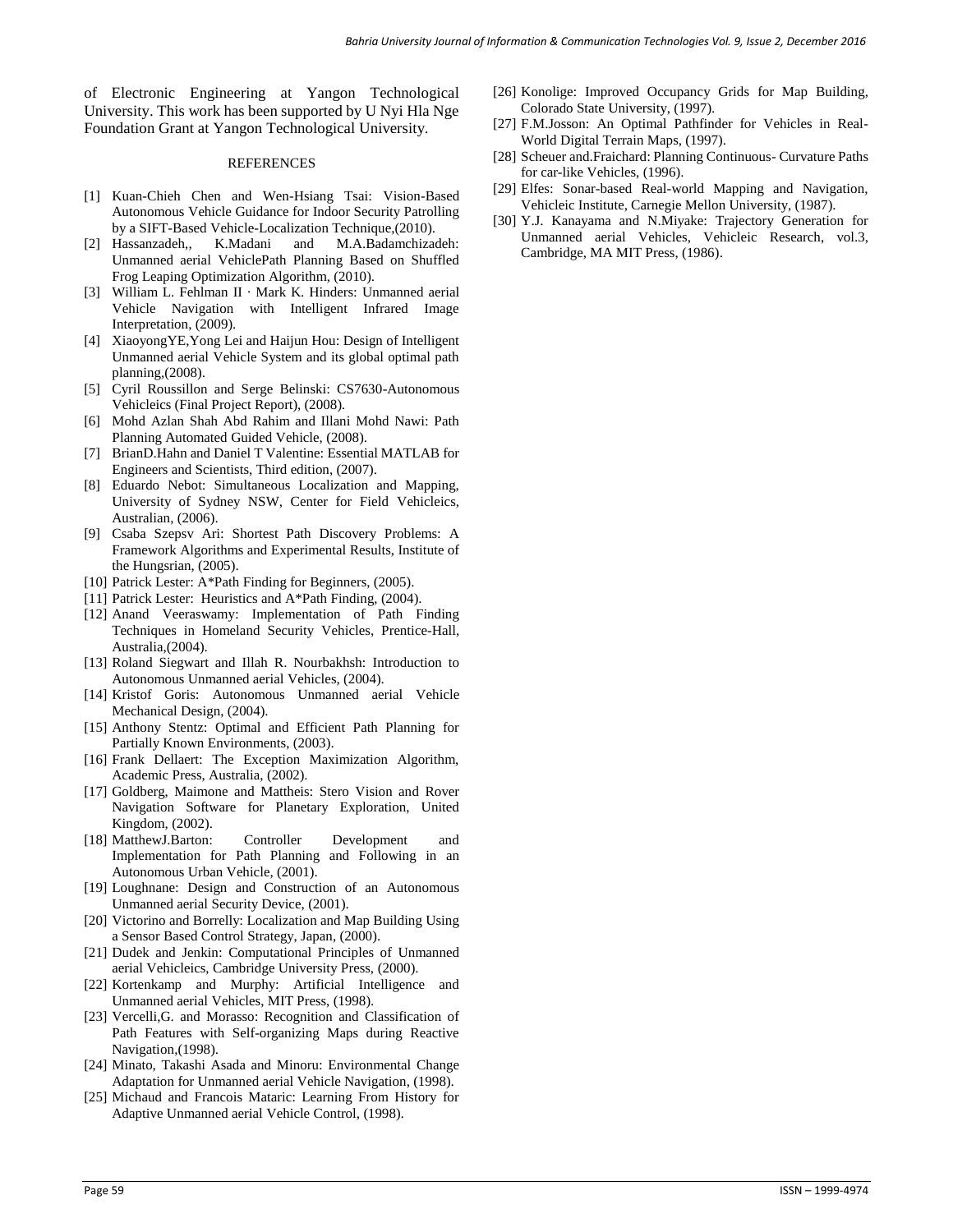of Electronic Engineering at Yangon Technological University. This work has been supported by U Nyi Hla Nge Foundation Grant at Yangon Technological University.

## REFERENCES

[1] Kuan-Chieh Chen and Wen-Hsiang Tsai: Vision-Based Autonomous Vehicle Guidance for Indoor Security Patrolling by a SIFT-Based Vehicle-Localization Technique,(2010).

[2] Hassanzadeh,, K.Madani and M.A.Badamchizadeh: Unmanned aerial VehiclePath Planning Based on Shuffled Frog Leaping Optimization Algorithm, (2010).

[3] William L. Fehlman II · Mark K. Hinders: Unmanned aerial Vehicle Navigation with Intelligent Infrared Image Interpretation, (2009).

[4] XiaoyongYE,Yong Lei and Haijun Hou: Design of Intelligent Unmanned aerial Vehicle System and its global optimal path planning,(2008).

[5] Cyril Roussillon and Serge Belinski: CS7630-Autonomous Vehicleics (Final Project Report), (2008).

[6] Mohd Azlan Shah Abd Rahim and Illani Mohd Nawi: Path Planning Automated Guided Vehicle, (2008).

[7] BrianD.Hahn and Daniel T Valentine: Essential MATLAB for Engineers and Scientists, Third edition, (2007).

[8] Eduardo Nebot: Simultaneous Localization and Mapping, University of Sydney NSW, Center for Field Vehicleics, Australian, (2006).

[9] Csaba Szepsv Ari: Shortest Path Discovery Problems: A Framework Algorithms and Experimental Results, Institute of the Hungsrian, (2005).

[10] Patrick Lester: A*Path Finding for Beginners, (2005).

[11] Patrick Lester: Heuristics and A*Path Finding, (2004).

[12] Anand Veeraswamy: Implementation of Path Finding Techniques in Homeland Security Vehicles, Prentice-Hall, Australia,(2004).

[13] Roland Siegwart and Illah R. Nourbakhsh: Introduction to Autonomous Unmanned aerial Vehicles, (2004).

[14] Kristof Goris: Autonomous Unmanned aerial Vehicle Mechanical Design, (2004).

[15] Anthony Stentz: Optimal and Efficient Path Planning for Partially Known Environments, (2003).

[16] Frank Dellaert: The Exception Maximization Algorithm, Academic Press, Australia, (2002).

[17] Goldberg, Maimone and Mattheis: Stero Vision and Rover Navigation Software for Planetary Exploration, United Kingdom, (2002).

[18] MatthewJ.Barton: Controller Development and Implementation for Path Planning and Following in an Autonomous Urban Vehicle, (2001).

[19] Loughnane: Design and Construction of an Autonomous Unmanned aerial Security Device, (2001).

[20] Victorino and Borrelly: Localization and Map Building Using a Sensor Based Control Strategy, Japan, (2000).

[21] Dudek and Jenkin: Computational Principles of Unmanned aerial Vehicleics, Cambridge University Press, (2000).

[22] Kortenkamp and Murphy: Artificial Intelligence and Unmanned aerial Vehicles, MIT Press, (1998).

[23] Vercelli,G. and Morasso: Recognition and Classification of Path Features with Self-organizing Maps during Reactive Navigation,(1998).

[24] Minato, Takashi Asada and Minoru: Environmental Change Adaptation for Unmanned aerial Vehicle Navigation, (1998).

[25] Michaud and Francois Mataric: Learning From History for Adaptive Unmanned aerial Vehicle Control, (1998).

[26] Konolige: Improved Occupancy Grids for Map Building, Colorado State University, (1997).

[27] F.M.Josson: An Optimal Pathfinder for Vehicles in Real-World Digital Terrain Maps, (1997).

[28] Scheuer and.Fraichard: Planning Continuous- Curvature Paths for car-like Vehicles, (1996).

[29] Elfes: Sonar-based Real-world Mapping and Navigation, Vehicleic Institute, Carnegie Mellon University, (1987).

[30] Y.J. Kanayama and N.Miyake: Trajectory Generation for Unmanned aerial Vehicles, Vehicleic Research, vol.3, Cambridge, MA MIT Press, (1986).